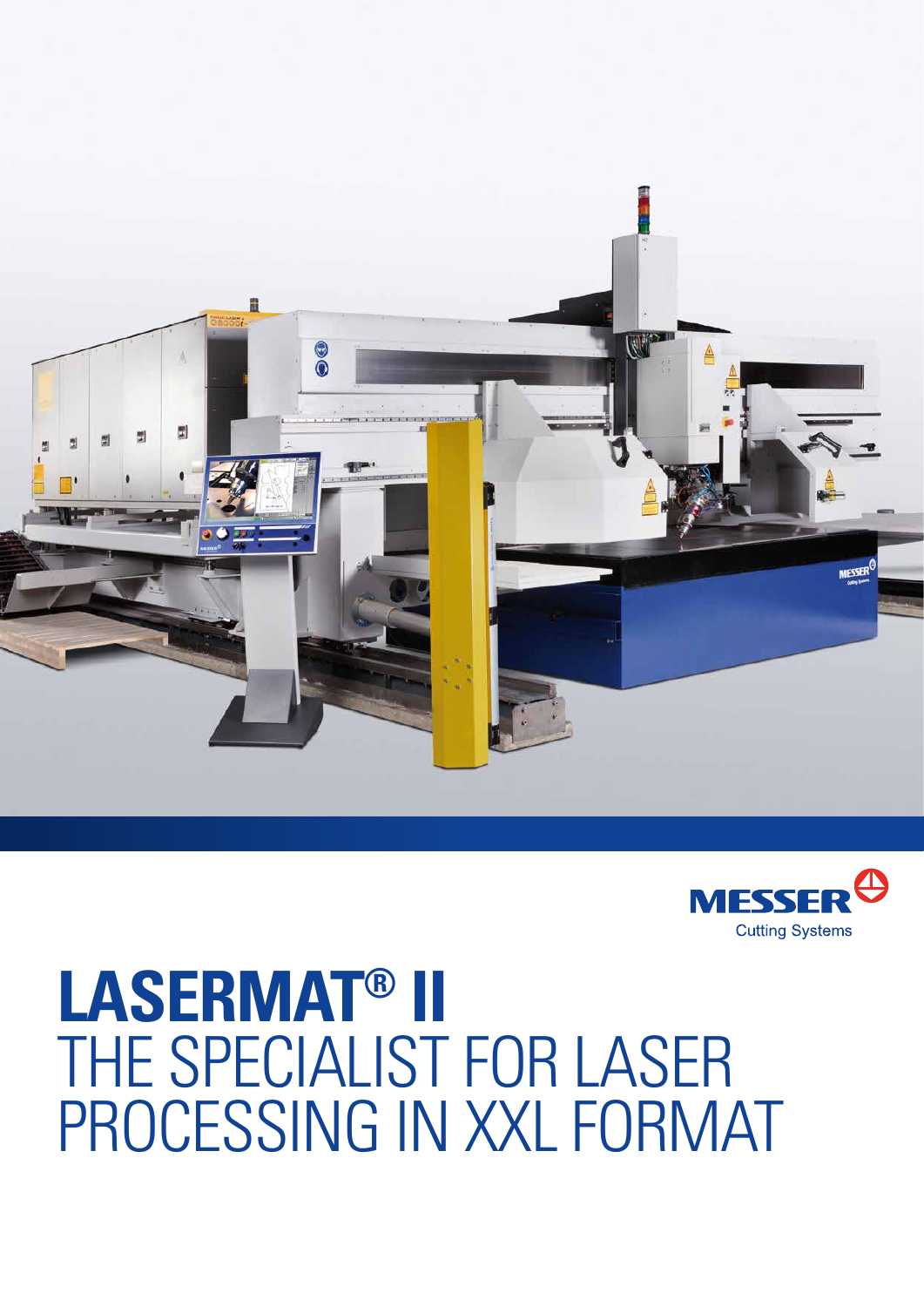MESSER
Cutting Systems

# LASERMAT® II

## THE SPECIALIST FOR LASER PROCESSING IN XXL FORMAT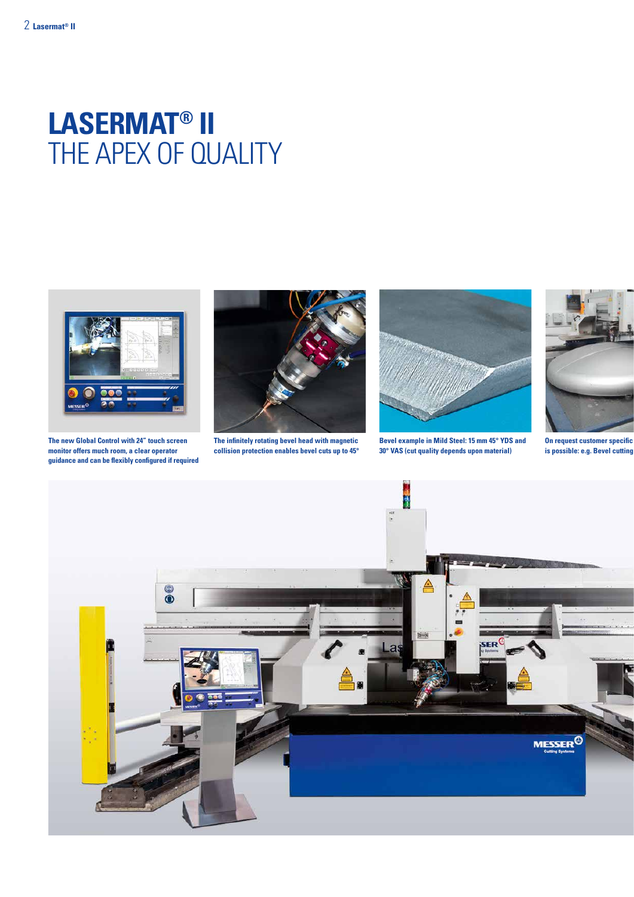# LASERMAT® II
## THE APEX OF QUALITY

The new Global Control with 24" touch screen monitor offers much room, a clear operator guidance and can be flexibly configured if required

The infinitely rotating bevel head with magnetic collision protection enables bevel cuts up to 45°

Bevel example in Mild Steel: 15 mm 45° YDS and 30° VAS (cut quality depends upon material)

On request customer specific is possible: e.g. Bevel cutting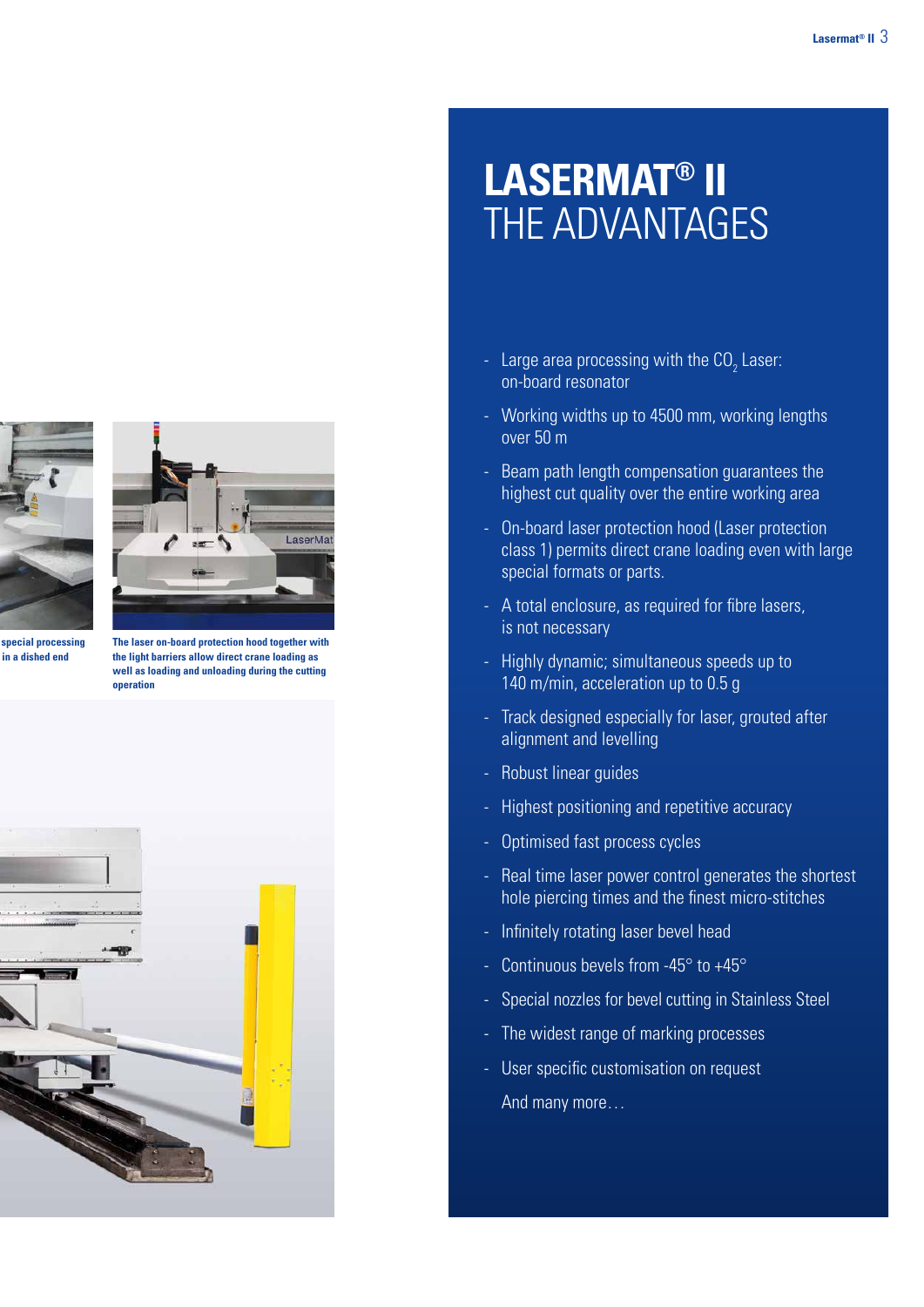special processing in a dished end

The laser on-board protection hood together with the light barriers allow direct crane loading as well as loading and unloading during the cutting operation

# LASERMAT® II THE ADVANTAGES

- Large area processing with the $CO_2$ Laser: on-board resonator
- Working widths up to 4500 mm, working lengths over 50 m
- Beam path length compensation guarantees the highest cut quality over the entire working area
- On-board laser protection hood (Laser protection class 1) permits direct crane loading even with large special formats or parts.
- A total enclosure, as required for fibre lasers, is not necessary
- Highly dynamic; simultaneous speeds up to 140 m/min, acceleration up to 0.5 g
- Track designed especially for laser, grouted after alignment and levelling
- Robust linear guides
- Highest positioning and repetitive accuracy
- Optimised fast process cycles
- Real time laser power control generates the shortest hole piercing times and the finest micro-stitches
- Infinitely rotating laser bevel head
- Continuous bevels from -45° to +45°
- Special nozzles for bevel cutting in Stainless Steel
- The widest range of marking processes
- User specific customisation on request

And many more…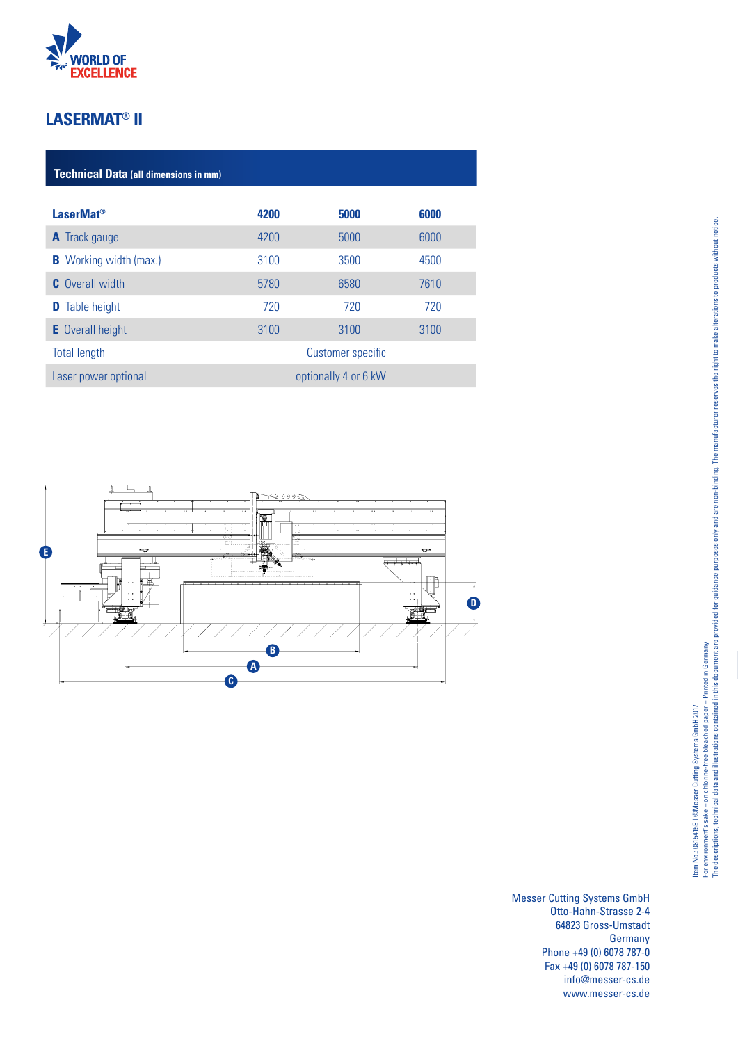WORLD OF EXCELLENCE

# LASERMAT® II

## Technical Data (all dimensions in mm)

| LaserMat® | 4200 | 5000 | 6000 |
|---|---|---|---|
| **A** Track gauge | 4200 | 5000 | 6000 |
| **B** Working width (max.) | 3100 | 3500 | 4500 |
| **C** Overall width | 5780 | 6580 | 7610 |
| **D** Table height | 720 | 720 | 720 |
| **E** Overall height | 3100 | 3100 | 3100 |
| Total length | Customer specific | | |
| Laser power optional | optionally 4 or 6 kW | | |

E

D

B

A

C

Item No.: 0815415E | ©Messer Cutting Systems GmbH 2017
For environment's sake – on chlorine-free bleached paper – Printed in Germany
The descriptions, technical data and illustrations contained in this document are provided for guidance purposes only and are non-binding. The manufacturer reserves the right to make alterations to products without notice.

Messer Cutting Systems GmbH
Otto-Hahn-Strasse 2-4
64823 Gross-Umstadt
Germany
Phone +49 (0) 6078 787-0
Fax +49 (0) 6078 787-150
info@messer-cs.de
www.messer-cs.de